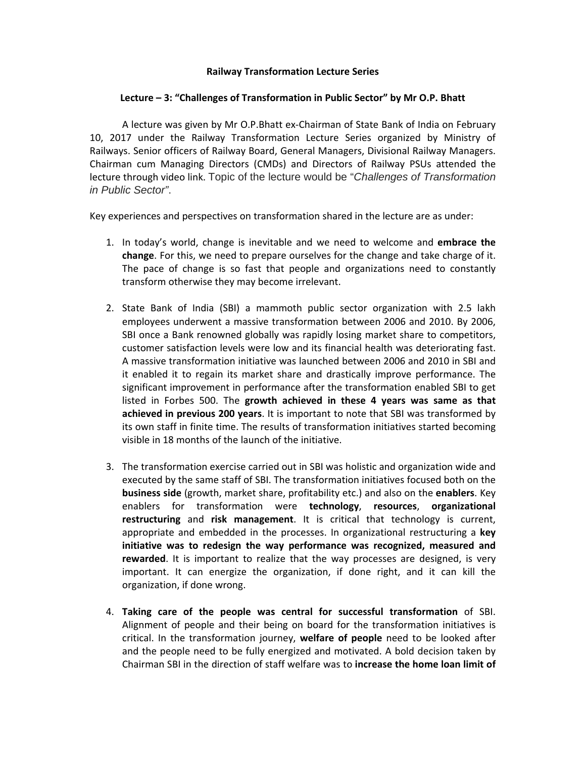**Railway Transformation Lecture Series**

**Lecture – 3: "Challenges of Transformation in Public Sector" by Mr O.P. Bhatt**

A lecture was given by Mr O.P.Bhatt ex-Chairman of State Bank of India on February 10, 2017 under the Railway Transformation Lecture Series organized by Ministry of Railways. Senior officers of Railway Board, General Managers, Divisional Railway Managers. Chairman cum Managing Directors (CMDs) and Directors of Railway PSUs attended the lecture through video link. Topic of the lecture would be "*Challenges of Transformation in Public Sector*".

Key experiences and perspectives on transformation shared in the lecture are as under:

1. In today's world, change is inevitable and we need to welcome and **embrace the change**. For this, we need to prepare ourselves for the change and take charge of it. The pace of change is so fast that people and organizations need to constantly transform otherwise they may become irrelevant.

2. State Bank of India (SBI) a mammoth public sector organization with 2.5 lakh employees underwent a massive transformation between 2006 and 2010. By 2006, SBI once a Bank renowned globally was rapidly losing market share to competitors, customer satisfaction levels were low and its financial health was deteriorating fast. A massive transformation initiative was launched between 2006 and 2010 in SBI and it enabled it to regain its market share and drastically improve performance. The significant improvement in performance after the transformation enabled SBI to get listed in Forbes 500. The **growth achieved in these 4 years was same as that achieved in previous 200 years**. It is important to note that SBI was transformed by its own staff in finite time. The results of transformation initiatives started becoming visible in 18 months of the launch of the initiative.

3. The transformation exercise carried out in SBI was holistic and organization wide and executed by the same staff of SBI. The transformation initiatives focused both on the **business side** (growth, market share, profitability etc.) and also on the **enablers**. Key enablers for transformation were **technology**, **resources**, **organizational restructuring** and **risk management**. It is critical that technology is current, appropriate and embedded in the processes. In organizational restructuring a **key initiative was to redesign the way performance was recognized, measured and rewarded**. It is important to realize that the way processes are designed, is very important. It can energize the organization, if done right, and it can kill the organization, if done wrong.

4. **Taking care of the people was central for successful transformation** of SBI. Alignment of people and their being on board for the transformation initiatives is critical. In the transformation journey, **welfare of people** need to be looked after and the people need to be fully energized and motivated. A bold decision taken by Chairman SBI in the direction of staff welfare was to **increase the home loan limit of**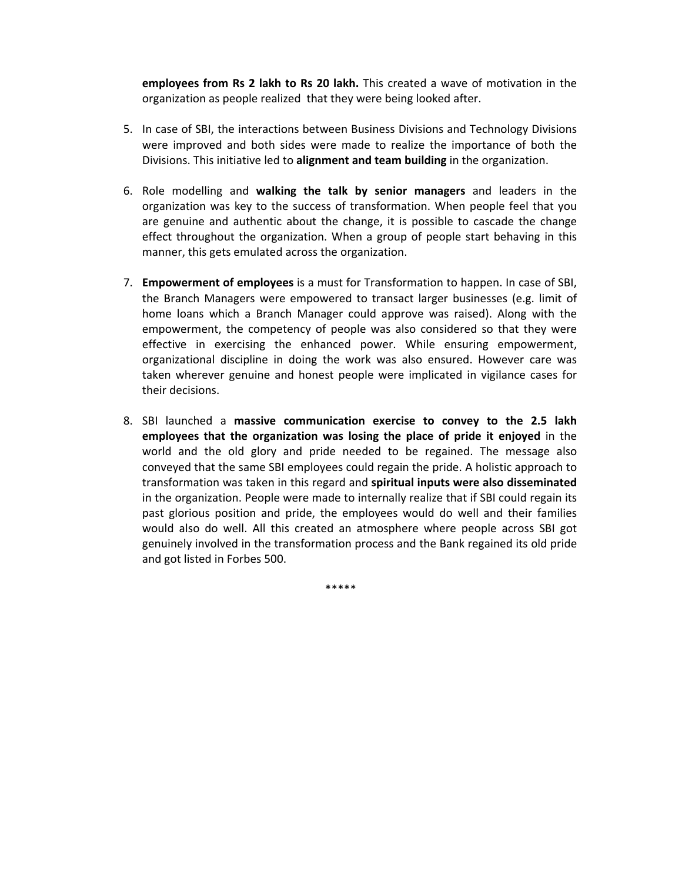**employees from Rs 2 lakh to Rs 20 lakh.** This created a wave of motivation in the organization as people realized that they were being looked after.

5. In case of SBI, the interactions between Business Divisions and Technology Divisions were improved and both sides were made to realize the importance of both the Divisions. This initiative led to **alignment and team building** in the organization.

6. Role modelling and **walking the talk by senior managers** and leaders in the organization was key to the success of transformation. When people feel that you are genuine and authentic about the change, it is possible to cascade the change effect throughout the organization. When a group of people start behaving in this manner, this gets emulated across the organization.

7. **Empowerment of employees** is a must for Transformation to happen. In case of SBI, the Branch Managers were empowered to transact larger businesses (e.g. limit of home loans which a Branch Manager could approve was raised). Along with the empowerment, the competency of people was also considered so that they were effective in exercising the enhanced power. While ensuring empowerment, organizational discipline in doing the work was also ensured. However care was taken wherever genuine and honest people were implicated in vigilance cases for their decisions.

8. SBI launched a **massive communication exercise to convey to the 2.5 lakh employees that the organization was losing the place of pride it enjoyed** in the world and the old glory and pride needed to be regained. The message also conveyed that the same SBI employees could regain the pride. A holistic approach to transformation was taken in this regard and **spiritual inputs were also disseminated** in the organization. People were made to internally realize that if SBI could regain its past glorious position and pride, the employees would do well and their families would also do well. All this created an atmosphere where people across SBI got genuinely involved in the transformation process and the Bank regained its old pride and got listed in Forbes 500.

*****